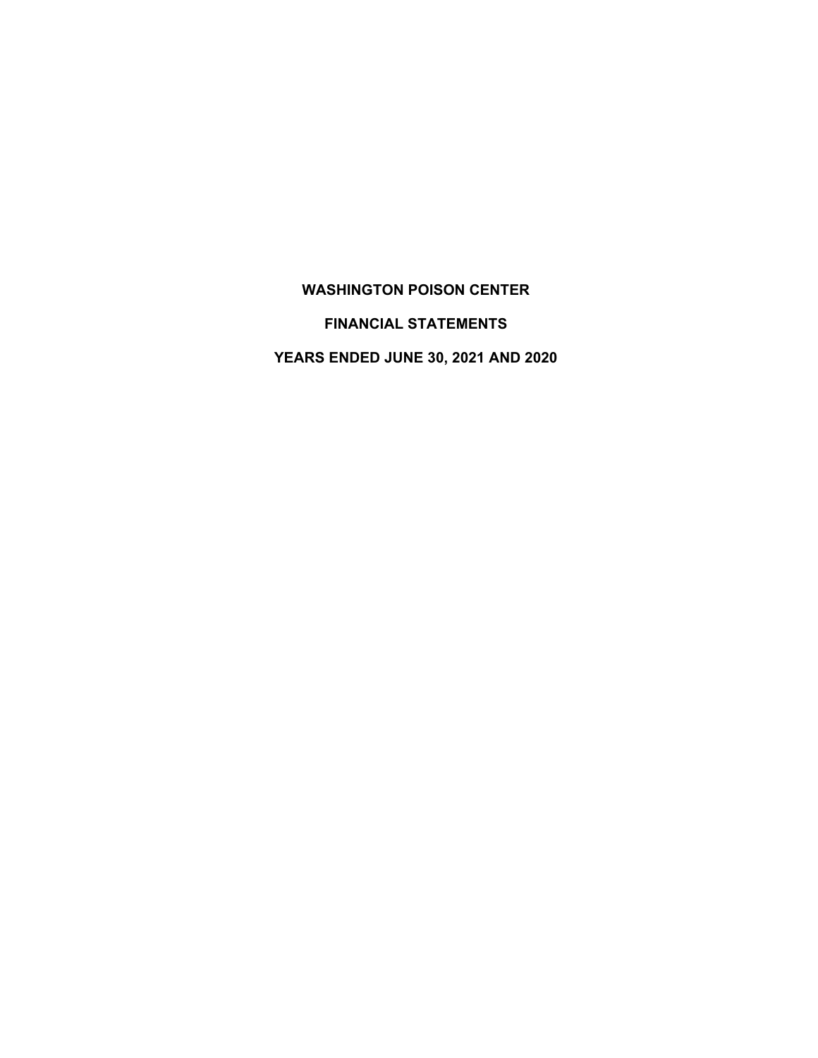# WASHINGTON POISON CENTER

## FINANCIAL STATEMENTS

## YEARS ENDED JUNE 30, 2021 AND 2020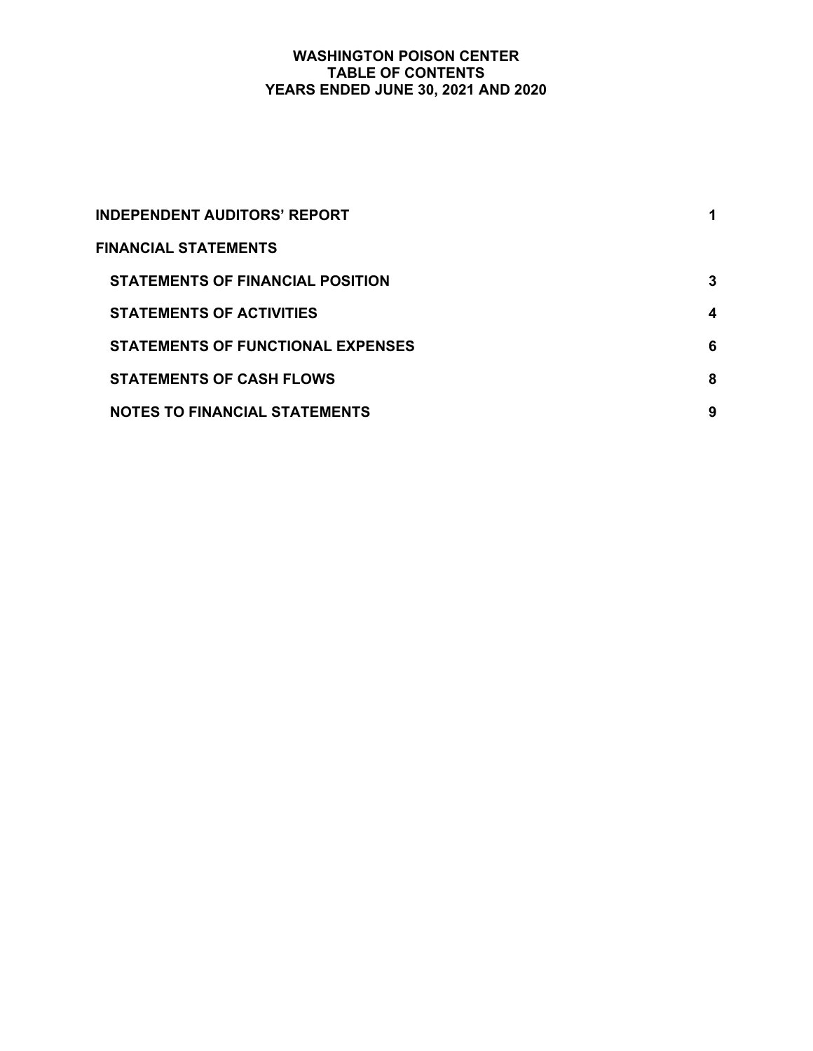# WASHINGTON POISON CENTER
## TABLE OF CONTENTS
## YEARS ENDED JUNE 30, 2021 AND 2020

| | |
|---|---|
| **INDEPENDENT AUDITORS' REPORT** | **1** |
| **FINANCIAL STATEMENTS** | |
| **STATEMENTS OF FINANCIAL POSITION** | **3** |
| **STATEMENTS OF ACTIVITIES** | **4** |
| **STATEMENTS OF FUNCTIONAL EXPENSES** | **6** |
| **STATEMENTS OF CASH FLOWS** | **8** |
| **NOTES TO FINANCIAL STATEMENTS** | **9** |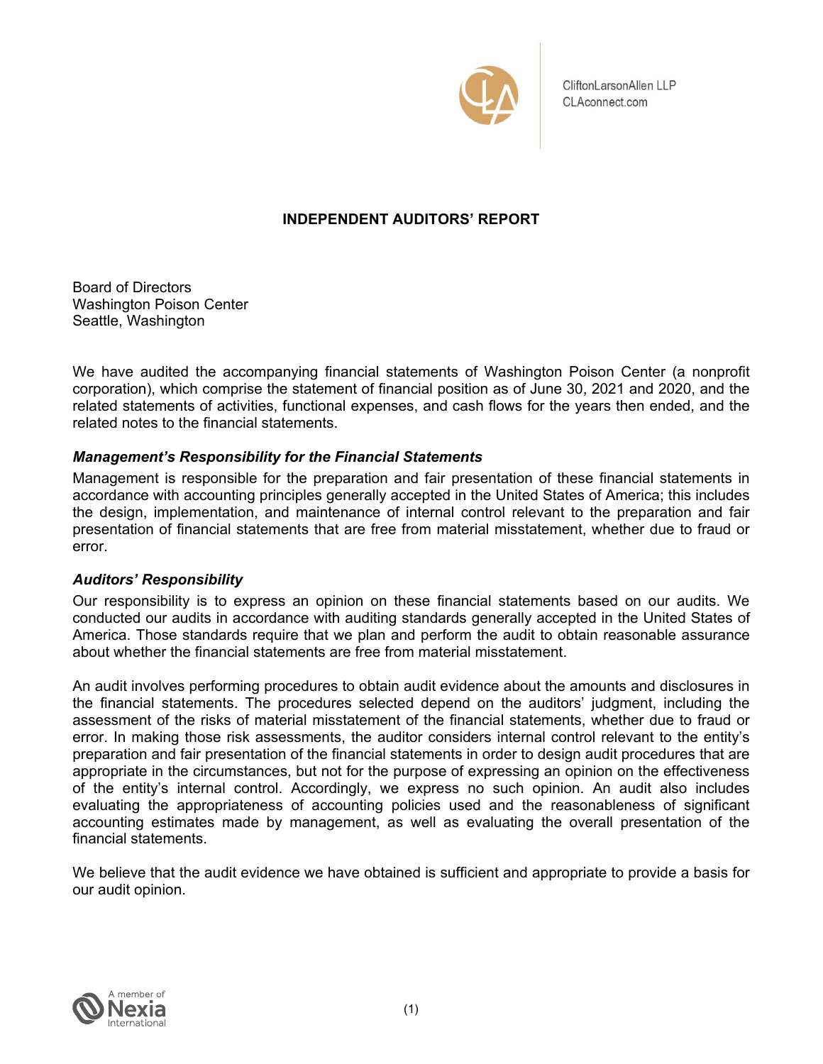CliftonLarsonAllen LLP
CLAconnect.com

# INDEPENDENT AUDITORS' REPORT

Board of Directors
Washington Poison Center
Seattle, Washington

We have audited the accompanying financial statements of Washington Poison Center (a nonprofit corporation), which comprise the statement of financial position as of June 30, 2021 and 2020, and the related statements of activities, functional expenses, and cash flows for the years then ended, and the related notes to the financial statements.

### *Management's Responsibility for the Financial Statements*

Management is responsible for the preparation and fair presentation of these financial statements in accordance with accounting principles generally accepted in the United States of America; this includes the design, implementation, and maintenance of internal control relevant to the preparation and fair presentation of financial statements that are free from material misstatement, whether due to fraud or error.

### *Auditors' Responsibility*

Our responsibility is to express an opinion on these financial statements based on our audits. We conducted our audits in accordance with auditing standards generally accepted in the United States of America. Those standards require that we plan and perform the audit to obtain reasonable assurance about whether the financial statements are free from material misstatement.

An audit involves performing procedures to obtain audit evidence about the amounts and disclosures in the financial statements. The procedures selected depend on the auditors' judgment, including the assessment of the risks of material misstatement of the financial statements, whether due to fraud or error. In making those risk assessments, the auditor considers internal control relevant to the entity's preparation and fair presentation of the financial statements in order to design audit procedures that are appropriate in the circumstances, but not for the purpose of expressing an opinion on the effectiveness of the entity's internal control. Accordingly, we express no such opinion. An audit also includes evaluating the appropriateness of accounting policies used and the reasonableness of significant accounting estimates made by management, as well as evaluating the overall presentation of the financial statements.

We believe that the audit evidence we have obtained is sufficient and appropriate to provide a basis for our audit opinion.

A member of Nexia International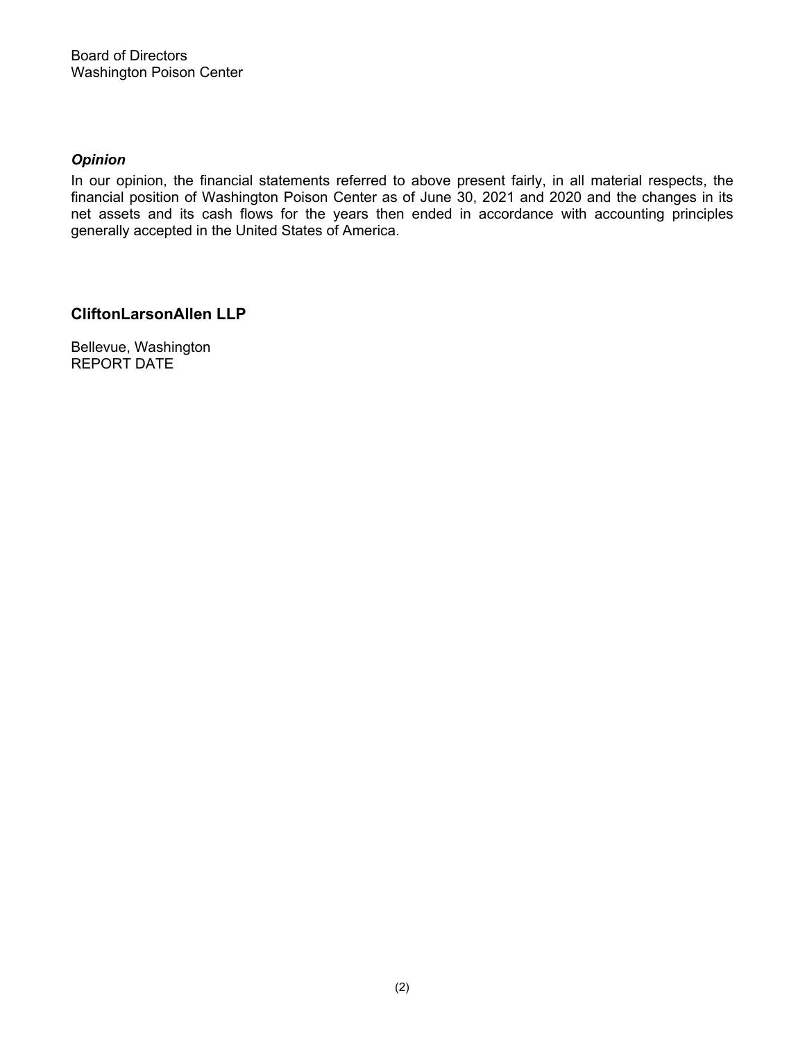Board of Directors
Washington Poison Center

### *Opinion*

In our opinion, the financial statements referred to above present fairly, in all material respects, the financial position of Washington Poison Center as of June 30, 2021 and 2020 and the changes in its net assets and its cash flows for the years then ended in accordance with accounting principles generally accepted in the United States of America.

**CliftonLarsonAllen LLP**

Bellevue, Washington
REPORT DATE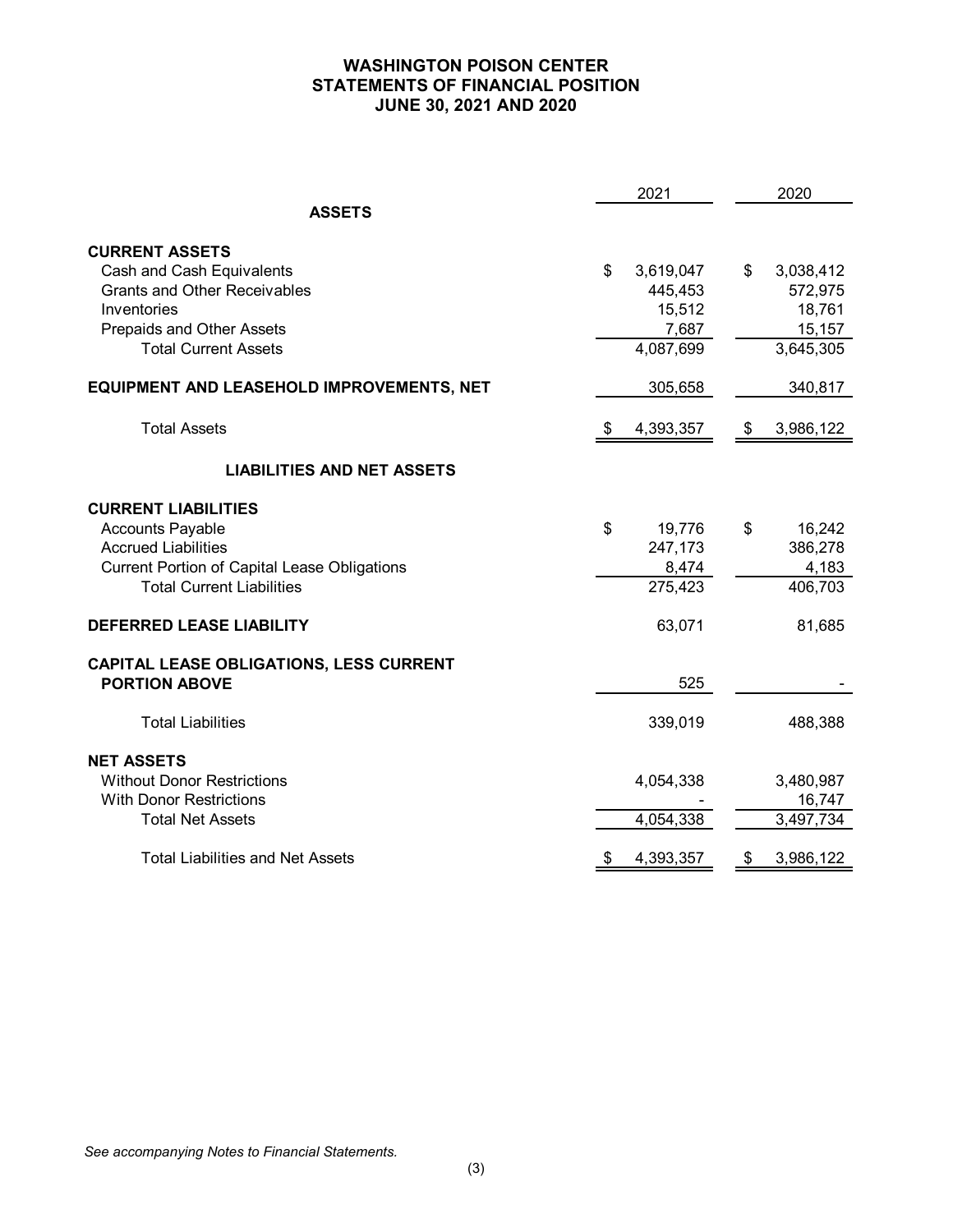# WASHINGTON POISON CENTER
## STATEMENTS OF FINANCIAL POSITION
## JUNE 30, 2021 AND 2020

| | 2021 | 2020 |
|---|---|---|
| **ASSETS** | | |
| **CURRENT ASSETS** | | |
| Cash and Cash Equivalents | $ 3,619,047 | $ 3,038,412 |
| Grants and Other Receivables | 445,453 | 572,975 |
| Inventories | 15,512 | 18,761 |
| Prepaids and Other Assets | 7,687 | 15,157 |
| Total Current Assets | 4,087,699 | 3,645,305 |
| **EQUIPMENT AND LEASEHOLD IMPROVEMENTS, NET** | 305,658 | 340,817 |
| Total Assets | $ 4,393,357 | $ 3,986,122 |
| **LIABILITIES AND NET ASSETS** | | |
| **CURRENT LIABILITIES** | | |
| Accounts Payable | $ 19,776 | $ 16,242 |
| Accrued Liabilities | 247,173 | 386,278 |
| Current Portion of Capital Lease Obligations | 8,474 | 4,183 |
| Total Current Liabilities | 275,423 | 406,703 |
| **DEFERRED LEASE LIABILITY** | 63,071 | 81,685 |
| **CAPITAL LEASE OBLIGATIONS, LESS CURRENT PORTION ABOVE** | 525 | - |
| Total Liabilities | 339,019 | 488,388 |
| **NET ASSETS** | | |
| Without Donor Restrictions | 4,054,338 | 3,480,987 |
| With Donor Restrictions | - | 16,747 |
| Total Net Assets | 4,054,338 | 3,497,734 |
| Total Liabilities and Net Assets | $ 4,393,357 | $ 3,986,122 |

*See accompanying Notes to Financial Statements.*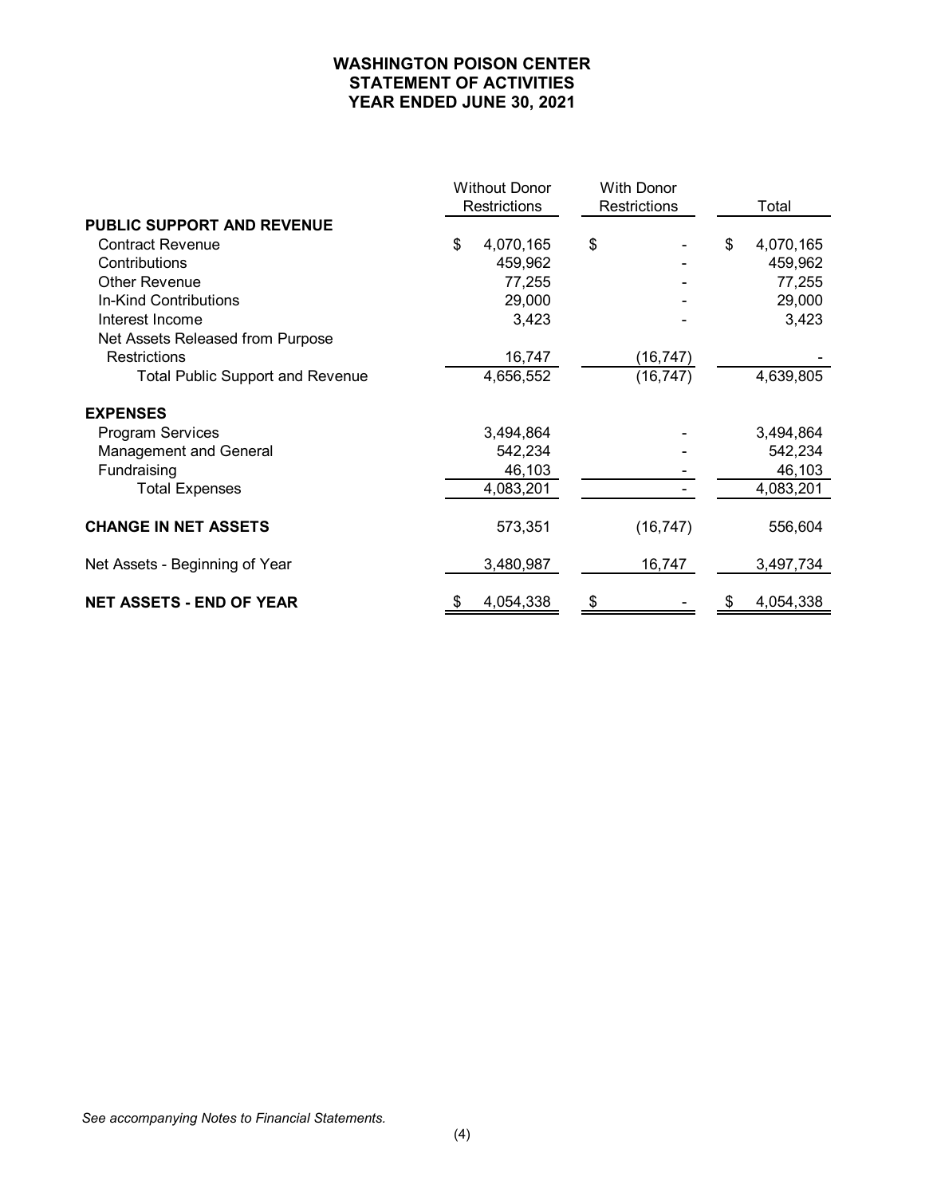# WASHINGTON POISON CENTER
## STATEMENT OF ACTIVITIES
## YEAR ENDED JUNE 30, 2021

| | Without Donor Restrictions | With Donor Restrictions | Total |
|---|---|---|---|
| **PUBLIC SUPPORT AND REVENUE** | | | |
| Contract Revenue | $ 4,070,165 | $ - | $ 4,070,165 |
| Contributions | 459,962 | - | 459,962 |
| Other Revenue | 77,255 | - | 77,255 |
| In-Kind Contributions | 29,000 | - | 29,000 |
| Interest Income | 3,423 | - | 3,423 |
| Net Assets Released from Purpose Restrictions | 16,747 | (16,747) | - |
| Total Public Support and Revenue | 4,656,552 | (16,747) | 4,639,805 |
| **EXPENSES** | | | |
| Program Services | 3,494,864 | - | 3,494,864 |
| Management and General | 542,234 | - | 542,234 |
| Fundraising | 46,103 | - | 46,103 |
| Total Expenses | 4,083,201 | - | 4,083,201 |
| **CHANGE IN NET ASSETS** | 573,351 | (16,747) | 556,604 |
| Net Assets - Beginning of Year | 3,480,987 | 16,747 | 3,497,734 |
| **NET ASSETS - END OF YEAR** | $ 4,054,338 | $ - | $ 4,054,338 |

*See accompanying Notes to Financial Statements.*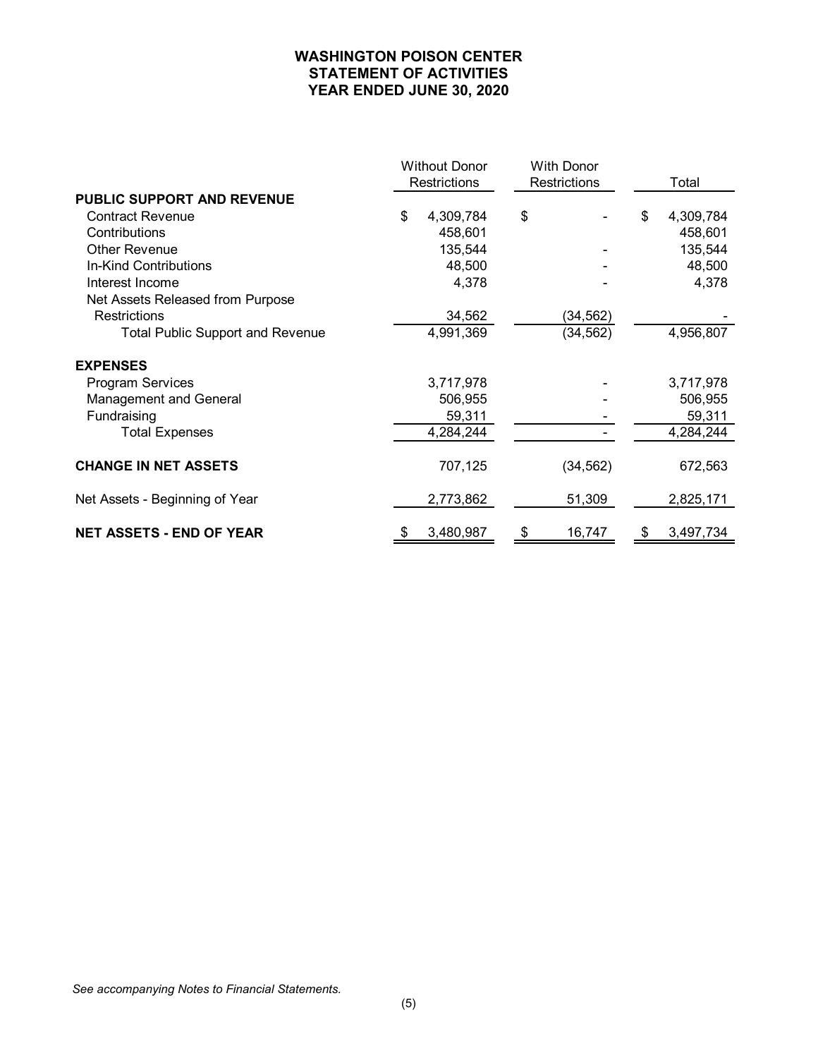# WASHINGTON POISON CENTER
## STATEMENT OF ACTIVITIES
## YEAR ENDED JUNE 30, 2020

| | Without Donor Restrictions | With Donor Restrictions | Total |
|---|---|---|---|
| **PUBLIC SUPPORT AND REVENUE** | | | |
| Contract Revenue | $ 4,309,784 | $ - | $ 4,309,784 |
| Contributions | 458,601 | | 458,601 |
| Other Revenue | 135,544 | - | 135,544 |
| In-Kind Contributions | 48,500 | - | 48,500 |
| Interest Income | 4,378 | - | 4,378 |
| Net Assets Released from Purpose Restrictions | 34,562 | (34,562) | - |
| Total Public Support and Revenue | 4,991,369 | (34,562) | 4,956,807 |
| **EXPENSES** | | | |
| Program Services | 3,717,978 | - | 3,717,978 |
| Management and General | 506,955 | - | 506,955 |
| Fundraising | 59,311 | - | 59,311 |
| Total Expenses | 4,284,244 | - | 4,284,244 |
| **CHANGE IN NET ASSETS** | 707,125 | (34,562) | 672,563 |
| Net Assets - Beginning of Year | 2,773,862 | 51,309 | 2,825,171 |
| **NET ASSETS - END OF YEAR** | $ 3,480,987 | $ 16,747 | $ 3,497,734 |

*See accompanying Notes to Financial Statements.*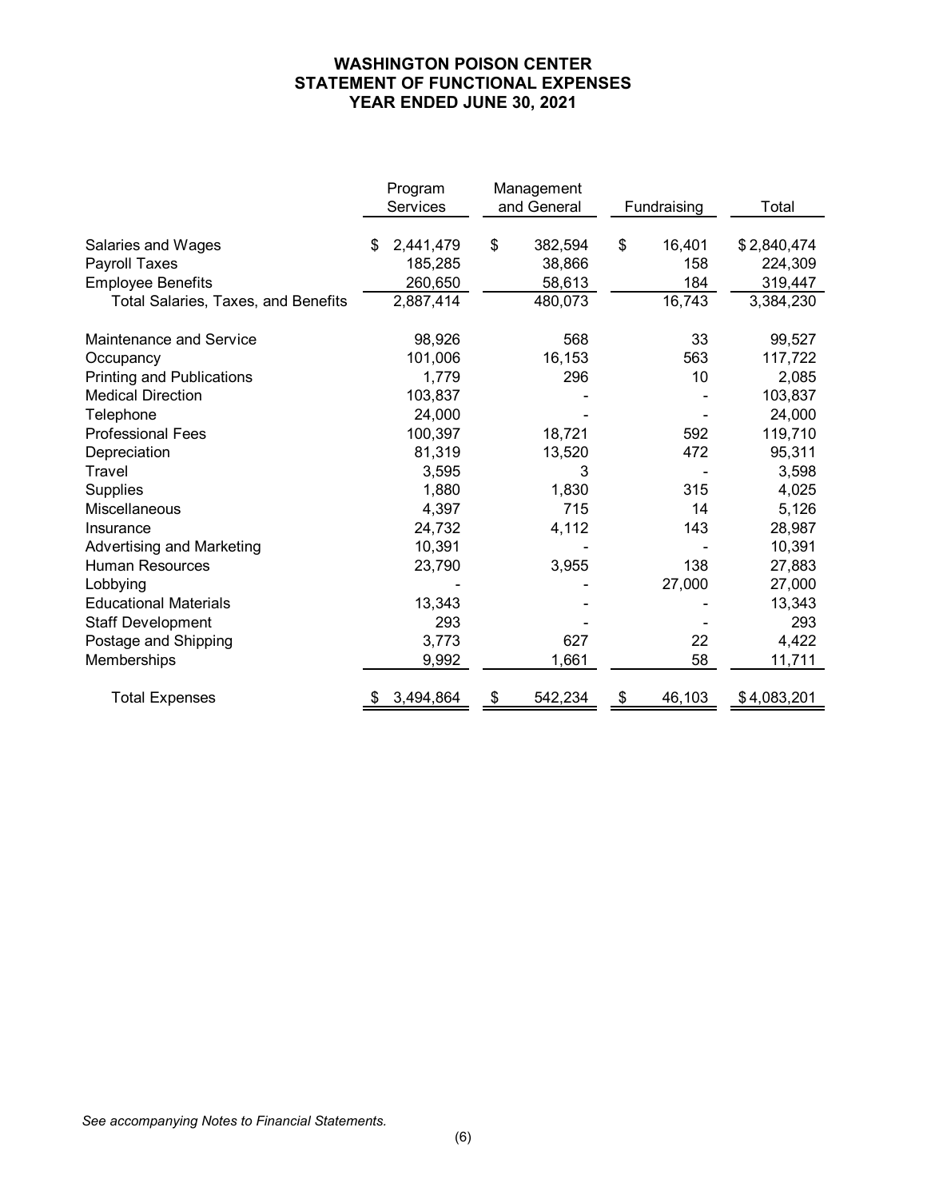# WASHINGTON POISON CENTER
## STATEMENT OF FUNCTIONAL EXPENSES
## YEAR ENDED JUNE 30, 2021

| | Program Services | Management and General | Fundraising | Total |
|---|---|---|---|---|
| Salaries and Wages | $ 2,441,479 | $ 382,594 | $ 16,401 | $ 2,840,474 |
| Payroll Taxes | 185,285 | 38,866 | 158 | 224,309 |
| Employee Benefits | 260,650 | 58,613 | 184 | 319,447 |
| Total Salaries, Taxes, and Benefits | 2,887,414 | 480,073 | 16,743 | 3,384,230 |
| Maintenance and Service | 98,926 | 568 | 33 | 99,527 |
| Occupancy | 101,006 | 16,153 | 563 | 117,722 |
| Printing and Publications | 1,779 | 296 | 10 | 2,085 |
| Medical Direction | 103,837 | - | - | 103,837 |
| Telephone | 24,000 | - | - | 24,000 |
| Professional Fees | 100,397 | 18,721 | 592 | 119,710 |
| Depreciation | 81,319 | 13,520 | 472 | 95,311 |
| Travel | 3,595 | 3 | - | 3,598 |
| Supplies | 1,880 | 1,830 | 315 | 4,025 |
| Miscellaneous | 4,397 | 715 | 14 | 5,126 |
| Insurance | 24,732 | 4,112 | 143 | 28,987 |
| Advertising and Marketing | 10,391 | - | - | 10,391 |
| Human Resources | 23,790 | 3,955 | 138 | 27,883 |
| Lobbying | - | - | 27,000 | 27,000 |
| Educational Materials | 13,343 | - | - | 13,343 |
| Staff Development | 293 | - | - | 293 |
| Postage and Shipping | 3,773 | 627 | 22 | 4,422 |
| Memberships | 9,992 | 1,661 | 58 | 11,711 |
| Total Expenses | $ 3,494,864 | $ 542,234 | $ 46,103 | $ 4,083,201 |

*See accompanying Notes to Financial Statements.*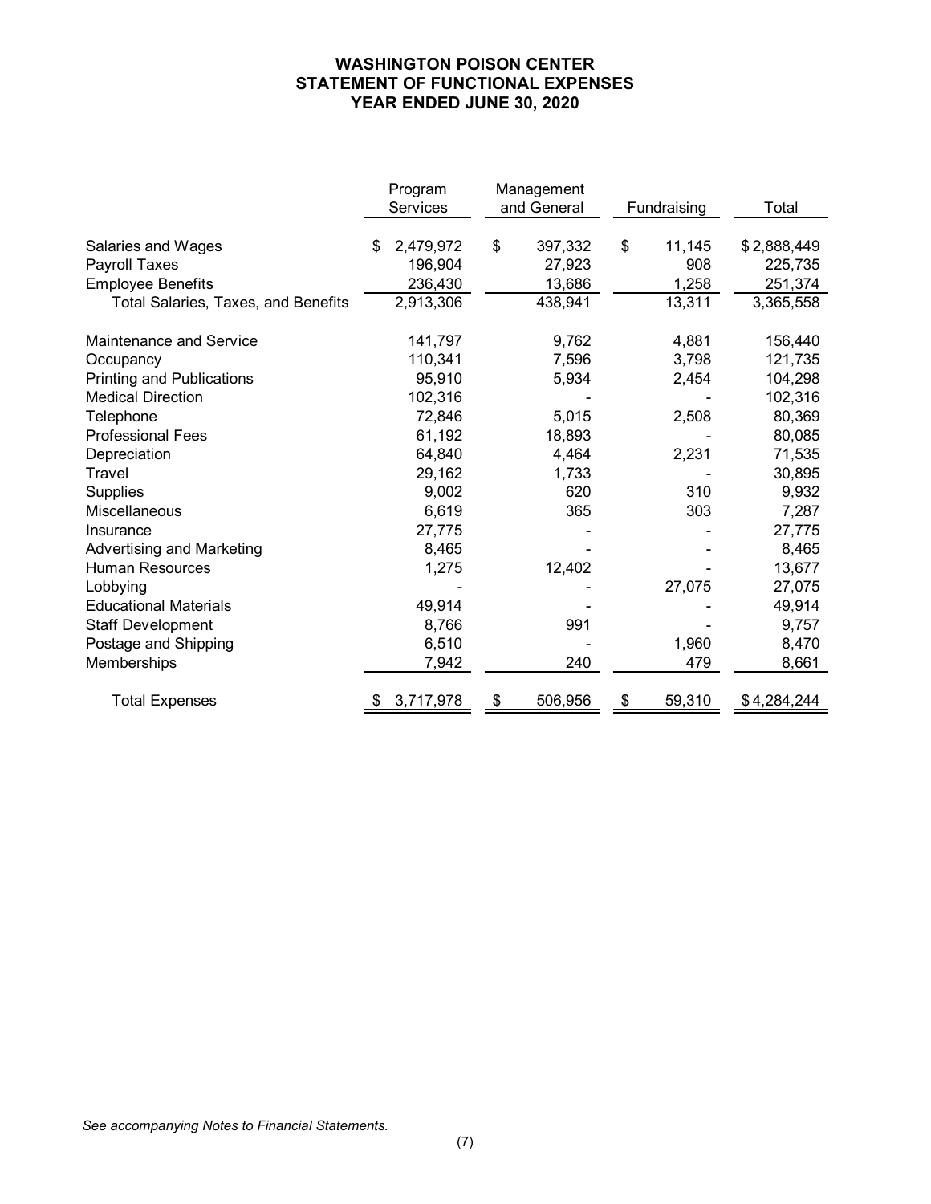# WASHINGTON POISON CENTER
# STATEMENT OF FUNCTIONAL EXPENSES
# YEAR ENDED JUNE 30, 2020

| | Program Services | Management and General | Fundraising | Total |
|---|---|---|---|---|
| Salaries and Wages | $ 2,479,972 | $ 397,332 | $ 11,145 | $ 2,888,449 |
| Payroll Taxes | 196,904 | 27,923 | 908 | 225,735 |
| Employee Benefits | 236,430 | 13,686 | 1,258 | 251,374 |
| Total Salaries, Taxes, and Benefits | 2,913,306 | 438,941 | 13,311 | 3,365,558 |
| Maintenance and Service | 141,797 | 9,762 | 4,881 | 156,440 |
| Occupancy | 110,341 | 7,596 | 3,798 | 121,735 |
| Printing and Publications | 95,910 | 5,934 | 2,454 | 104,298 |
| Medical Direction | 102,316 | - | - | 102,316 |
| Telephone | 72,846 | 5,015 | 2,508 | 80,369 |
| Professional Fees | 61,192 | 18,893 | - | 80,085 |
| Depreciation | 64,840 | 4,464 | 2,231 | 71,535 |
| Travel | 29,162 | 1,733 | - | 30,895 |
| Supplies | 9,002 | 620 | 310 | 9,932 |
| Miscellaneous | 6,619 | 365 | 303 | 7,287 |
| Insurance | 27,775 | - | - | 27,775 |
| Advertising and Marketing | 8,465 | - | - | 8,465 |
| Human Resources | 1,275 | 12,402 | - | 13,677 |
| Lobbying | - | - | 27,075 | 27,075 |
| Educational Materials | 49,914 | - | - | 49,914 |
| Staff Development | 8,766 | 991 | - | 9,757 |
| Postage and Shipping | 6,510 | - | 1,960 | 8,470 |
| Memberships | 7,942 | 240 | 479 | 8,661 |
| Total Expenses | $ 3,717,978 | $ 506,956 | $ 59,310 | $ 4,284,244 |

*See accompanying Notes to Financial Statements.*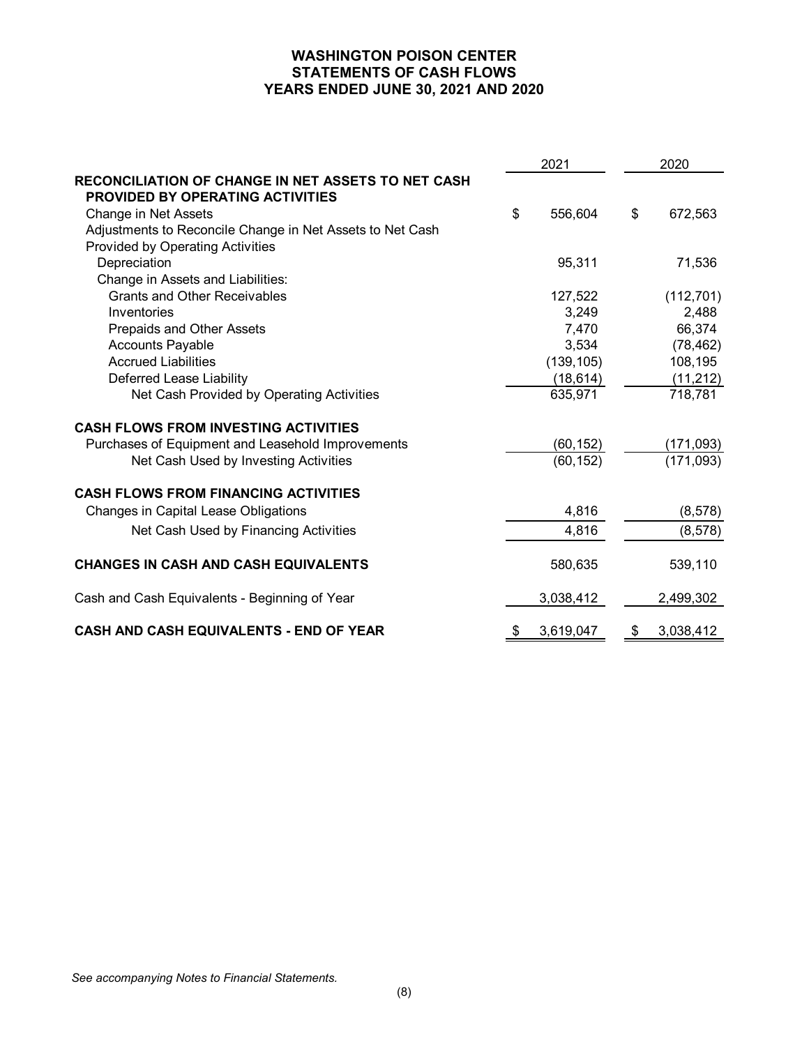# WASHINGTON POISON CENTER
## STATEMENTS OF CASH FLOWS
## YEARS ENDED JUNE 30, 2021 AND 2020

| | 2021 | 2020 |
|---|---|---|
| **RECONCILIATION OF CHANGE IN NET ASSETS TO NET CASH PROVIDED BY OPERATING ACTIVITIES** | | |
| Change in Net Assets | $ 556,604 | $ 672,563 |
| Adjustments to Reconcile Change in Net Assets to Net Cash Provided by Operating Activities | | |
| Depreciation | 95,311 | 71,536 |
| Change in Assets and Liabilities: | | |
| Grants and Other Receivables | 127,522 | (112,701) |
| Inventories | 3,249 | 2,488 |
| Prepaids and Other Assets | 7,470 | 66,374 |
| Accounts Payable | 3,534 | (78,462) |
| Accrued Liabilities | (139,105) | 108,195 |
| Deferred Lease Liability | (18,614) | (11,212) |
| Net Cash Provided by Operating Activities | 635,971 | 718,781 |
| **CASH FLOWS FROM INVESTING ACTIVITIES** | | |
| Purchases of Equipment and Leasehold Improvements | (60,152) | (171,093) |
| Net Cash Used by Investing Activities | (60,152) | (171,093) |
| **CASH FLOWS FROM FINANCING ACTIVITIES** | | |
| Changes in Capital Lease Obligations | 4,816 | (8,578) |
| Net Cash Used by Financing Activities | 4,816 | (8,578) |
| **CHANGES IN CASH AND CASH EQUIVALENTS** | 580,635 | 539,110 |
| Cash and Cash Equivalents - Beginning of Year | 3,038,412 | 2,499,302 |
| **CASH AND CASH EQUIVALENTS - END OF YEAR** | $ 3,619,047 | $ 3,038,412 |

*See accompanying Notes to Financial Statements.*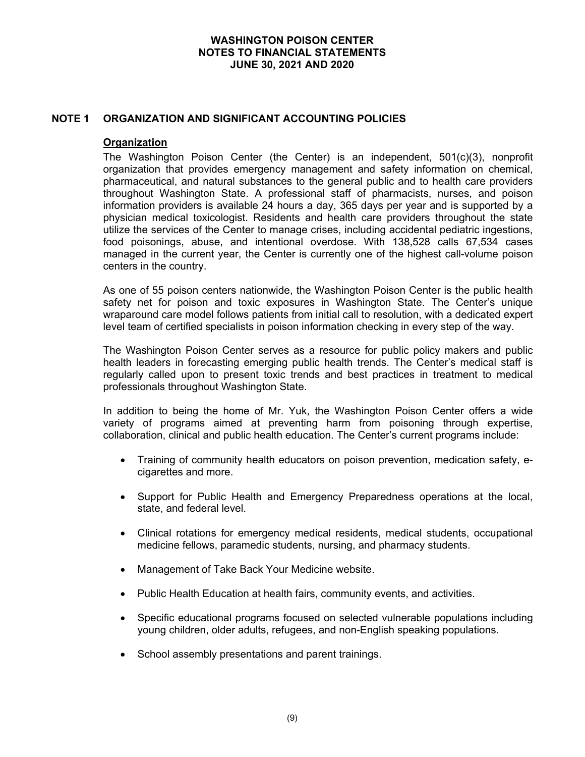## NOTE 1 ORGANIZATION AND SIGNIFICANT ACCOUNTING POLICIES

### Organization

The Washington Poison Center (the Center) is an independent, 501(c)(3), nonprofit organization that provides emergency management and safety information on chemical, pharmaceutical, and natural substances to the general public and to health care providers throughout Washington State. A professional staff of pharmacists, nurses, and poison information providers is available 24 hours a day, 365 days per year and is supported by a physician medical toxicologist. Residents and health care providers throughout the state utilize the services of the Center to manage crises, including accidental pediatric ingestions, food poisonings, abuse, and intentional overdose. With 138,528 calls 67,534 cases managed in the current year, the Center is currently one of the highest call-volume poison centers in the country.

As one of 55 poison centers nationwide, the Washington Poison Center is the public health safety net for poison and toxic exposures in Washington State. The Center's unique wraparound care model follows patients from initial call to resolution, with a dedicated expert level team of certified specialists in poison information checking in every step of the way.

The Washington Poison Center serves as a resource for public policy makers and public health leaders in forecasting emerging public health trends. The Center's medical staff is regularly called upon to present toxic trends and best practices in treatment to medical professionals throughout Washington State.

In addition to being the home of Mr. Yuk, the Washington Poison Center offers a wide variety of programs aimed at preventing harm from poisoning through expertise, collaboration, clinical and public health education. The Center's current programs include:

- Training of community health educators on poison prevention, medication safety, e-cigarettes and more.
- Support for Public Health and Emergency Preparedness operations at the local, state, and federal level.
- Clinical rotations for emergency medical residents, medical students, occupational medicine fellows, paramedic students, nursing, and pharmacy students.
- Management of Take Back Your Medicine website.
- Public Health Education at health fairs, community events, and activities.
- Specific educational programs focused on selected vulnerable populations including young children, older adults, refugees, and non-English speaking populations.
- School assembly presentations and parent trainings.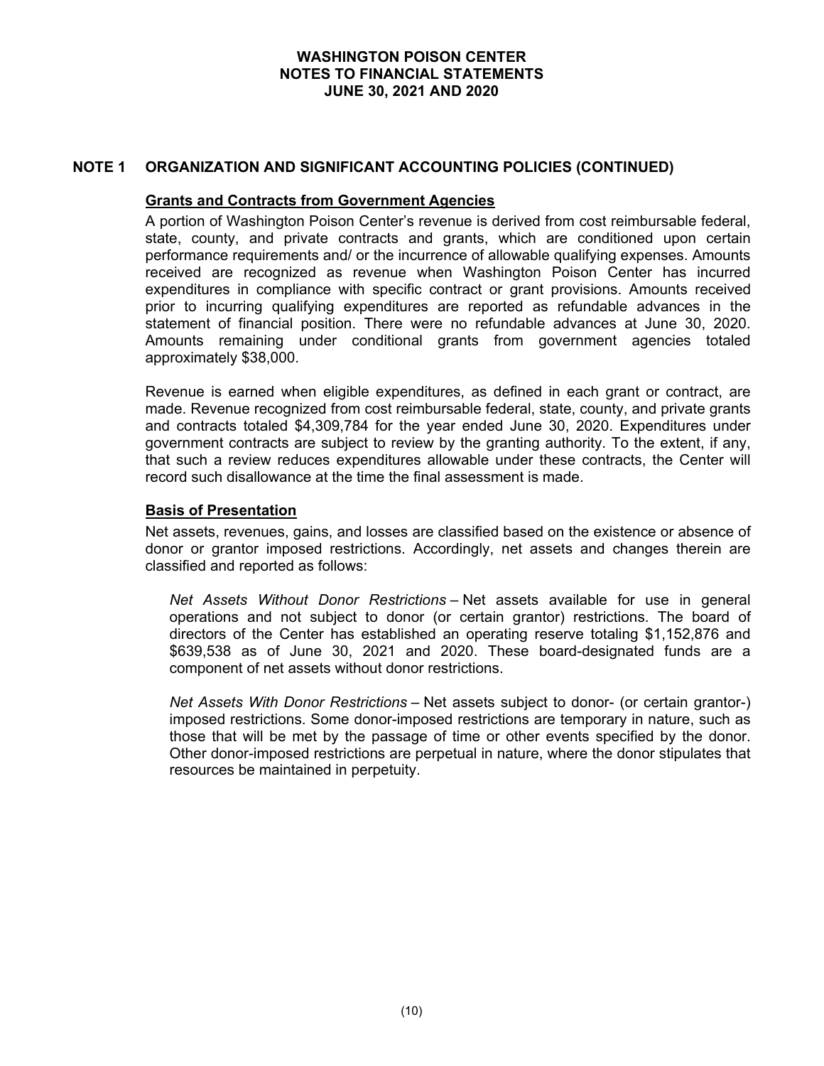## NOTE 1 ORGANIZATION AND SIGNIFICANT ACCOUNTING POLICIES (CONTINUED)

### Grants and Contracts from Government Agencies

A portion of Washington Poison Center's revenue is derived from cost reimbursable federal, state, county, and private contracts and grants, which are conditioned upon certain performance requirements and/ or the incurrence of allowable qualifying expenses. Amounts received are recognized as revenue when Washington Poison Center has incurred expenditures in compliance with specific contract or grant provisions. Amounts received prior to incurring qualifying expenditures are reported as refundable advances in the statement of financial position. There were no refundable advances at June 30, 2020. Amounts remaining under conditional grants from government agencies totaled approximately $38,000.

Revenue is earned when eligible expenditures, as defined in each grant or contract, are made. Revenue recognized from cost reimbursable federal, state, county, and private grants and contracts totaled $4,309,784 for the year ended June 30, 2020. Expenditures under government contracts are subject to review by the granting authority. To the extent, if any, that such a review reduces expenditures allowable under these contracts, the Center will record such disallowance at the time the final assessment is made.

### Basis of Presentation

Net assets, revenues, gains, and losses are classified based on the existence or absence of donor or grantor imposed restrictions. Accordingly, net assets and changes therein are classified and reported as follows:

*Net Assets Without Donor Restrictions* – Net assets available for use in general operations and not subject to donor (or certain grantor) restrictions. The board of directors of the Center has established an operating reserve totaling $1,152,876 and $639,538 as of June 30, 2021 and 2020. These board-designated funds are a component of net assets without donor restrictions.

*Net Assets With Donor Restrictions* – Net assets subject to donor- (or certain grantor-) imposed restrictions. Some donor-imposed restrictions are temporary in nature, such as those that will be met by the passage of time or other events specified by the donor. Other donor-imposed restrictions are perpetual in nature, where the donor stipulates that resources be maintained in perpetuity.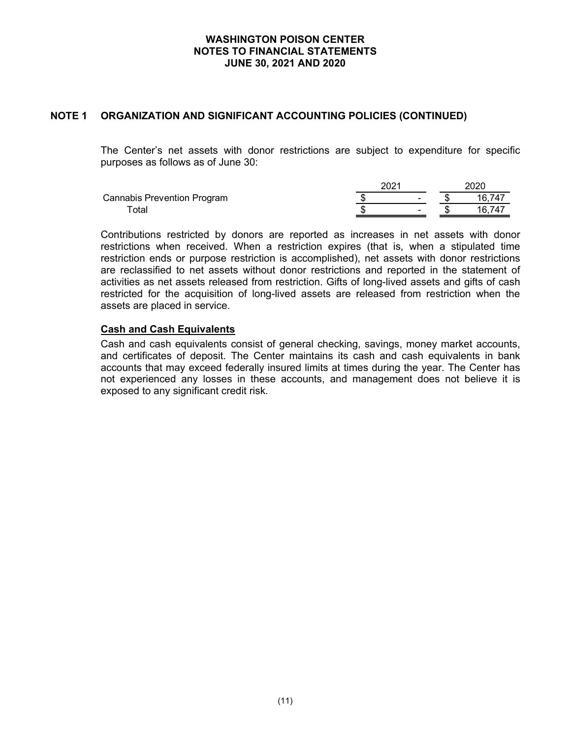# WASHINGTON POISON CENTER
# NOTES TO FINANCIAL STATEMENTS
# JUNE 30, 2021 AND 2020

## NOTE 1 ORGANIZATION AND SIGNIFICANT ACCOUNTING POLICIES (CONTINUED)

The Center's net assets with donor restrictions are subject to expenditure for specific purposes as follows as of June 30:

| | 2021 | 2020 |
|---|---|---|
| Cannabis Prevention Program | $ - | $ 16,747 |
| Total | $ - | $ 16,747 |

Contributions restricted by donors are reported as increases in net assets with donor restrictions when received. When a restriction expires (that is, when a stipulated time restriction ends or purpose restriction is accomplished), net assets with donor restrictions are reclassified to net assets without donor restrictions and reported in the statement of activities as net assets released from restriction. Gifts of long-lived assets and gifts of cash restricted for the acquisition of long-lived assets are released from restriction when the assets are placed in service.

### Cash and Cash Equivalents

Cash and cash equivalents consist of general checking, savings, money market accounts, and certificates of deposit. The Center maintains its cash and cash equivalents in bank accounts that may exceed federally insured limits at times during the year. The Center has not experienced any losses in these accounts, and management does not believe it is exposed to any significant credit risk.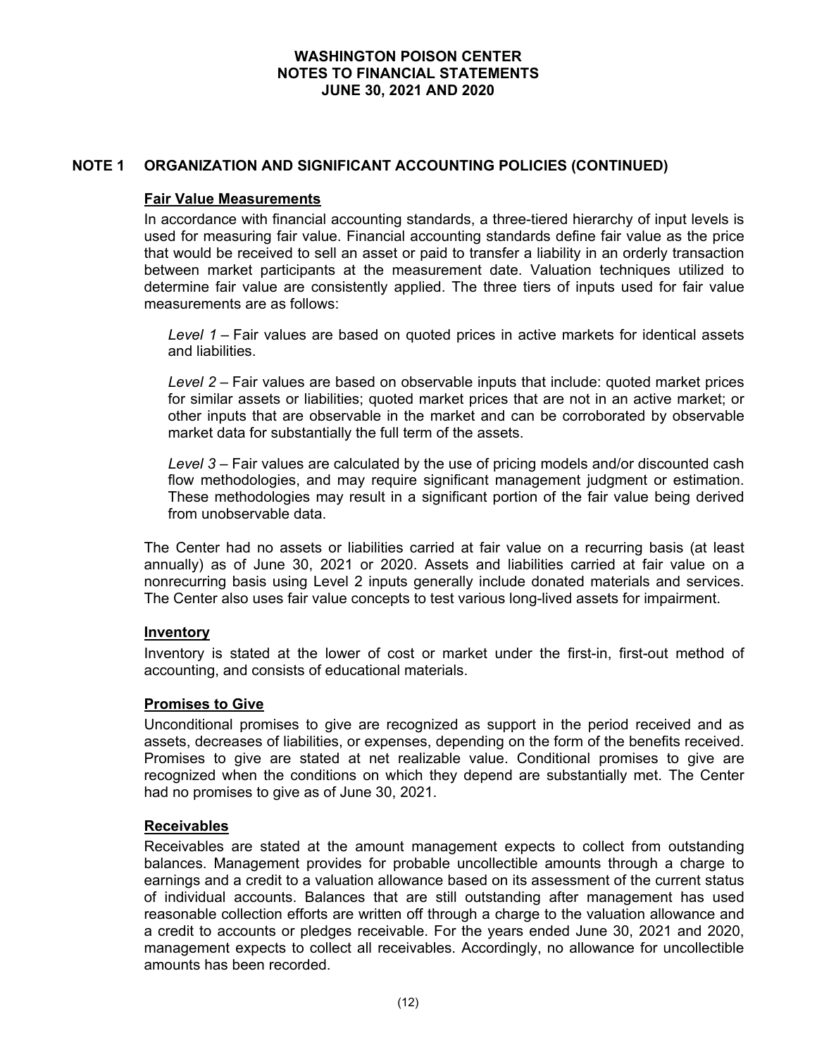## NOTE 1 ORGANIZATION AND SIGNIFICANT ACCOUNTING POLICIES (CONTINUED)

### Fair Value Measurements

In accordance with financial accounting standards, a three-tiered hierarchy of input levels is used for measuring fair value. Financial accounting standards define fair value as the price that would be received to sell an asset or paid to transfer a liability in an orderly transaction between market participants at the measurement date. Valuation techniques utilized to determine fair value are consistently applied. The three tiers of inputs used for fair value measurements are as follows:

*Level 1* – Fair values are based on quoted prices in active markets for identical assets and liabilities.

*Level 2* – Fair values are based on observable inputs that include: quoted market prices for similar assets or liabilities; quoted market prices that are not in an active market; or other inputs that are observable in the market and can be corroborated by observable market data for substantially the full term of the assets.

*Level 3* – Fair values are calculated by the use of pricing models and/or discounted cash flow methodologies, and may require significant management judgment or estimation. These methodologies may result in a significant portion of the fair value being derived from unobservable data.

The Center had no assets or liabilities carried at fair value on a recurring basis (at least annually) as of June 30, 2021 or 2020. Assets and liabilities carried at fair value on a nonrecurring basis using Level 2 inputs generally include donated materials and services. The Center also uses fair value concepts to test various long-lived assets for impairment.

### Inventory

Inventory is stated at the lower of cost or market under the first-in, first-out method of accounting, and consists of educational materials.

### Promises to Give

Unconditional promises to give are recognized as support in the period received and as assets, decreases of liabilities, or expenses, depending on the form of the benefits received. Promises to give are stated at net realizable value. Conditional promises to give are recognized when the conditions on which they depend are substantially met. The Center had no promises to give as of June 30, 2021.

### Receivables

Receivables are stated at the amount management expects to collect from outstanding balances. Management provides for probable uncollectible amounts through a charge to earnings and a credit to a valuation allowance based on its assessment of the current status of individual accounts. Balances that are still outstanding after management has used reasonable collection efforts are written off through a charge to the valuation allowance and a credit to accounts or pledges receivable. For the years ended June 30, 2021 and 2020, management expects to collect all receivables. Accordingly, no allowance for uncollectible amounts has been recorded.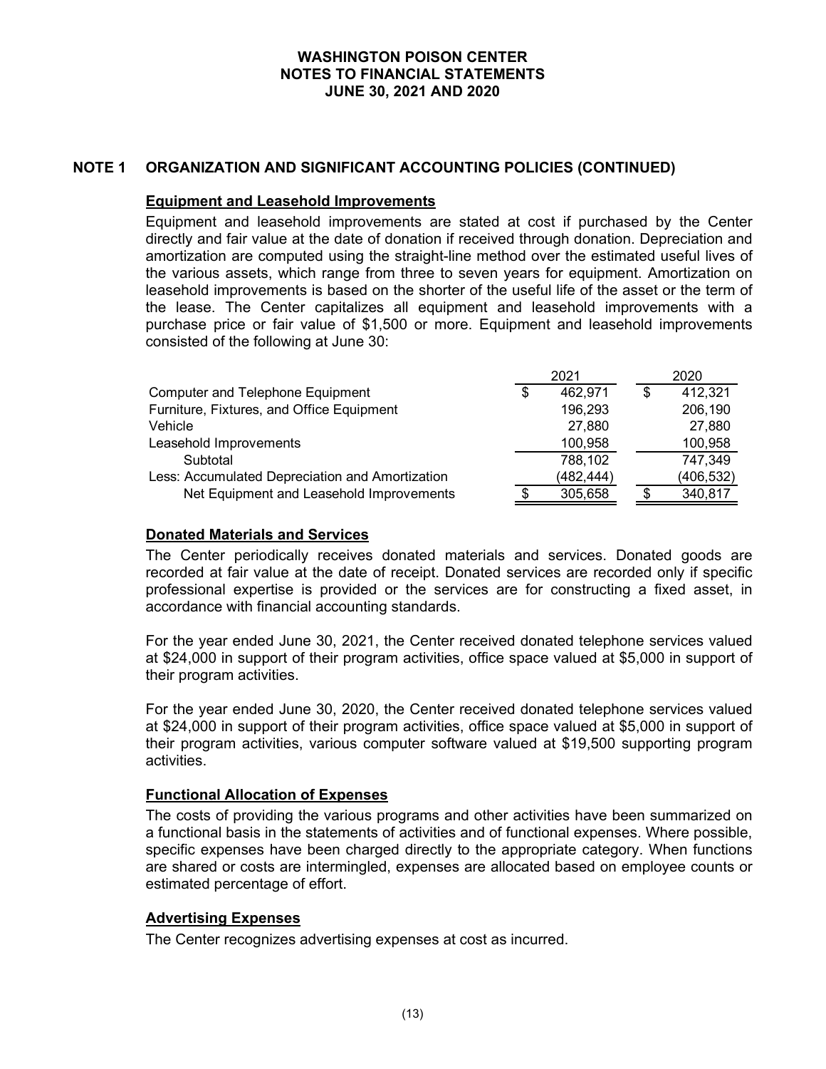## NOTE 1 ORGANIZATION AND SIGNIFICANT ACCOUNTING POLICIES (CONTINUED)

### Equipment and Leasehold Improvements

Equipment and leasehold improvements are stated at cost if purchased by the Center directly and fair value at the date of donation if received through donation. Depreciation and amortization are computed using the straight-line method over the estimated useful lives of the various assets, which range from three to seven years for equipment. Amortization on leasehold improvements is based on the shorter of the useful life of the asset or the term of the lease. The Center capitalizes all equipment and leasehold improvements with a purchase price or fair value of $1,500 or more. Equipment and leasehold improvements consisted of the following at June 30:

| | 2021 | 2020 |
|---|---|---|
| Computer and Telephone Equipment | $ 462,971 | $ 412,321 |
| Furniture, Fixtures, and Office Equipment | 196,293 | 206,190 |
| Vehicle | 27,880 | 27,880 |
| Leasehold Improvements | 100,958 | 100,958 |
| Subtotal | 788,102 | 747,349 |
| Less: Accumulated Depreciation and Amortization | (482,444) | (406,532) |
| Net Equipment and Leasehold Improvements | $ 305,658 | $ 340,817 |

### Donated Materials and Services

The Center periodically receives donated materials and services. Donated goods are recorded at fair value at the date of receipt. Donated services are recorded only if specific professional expertise is provided or the services are for constructing a fixed asset, in accordance with financial accounting standards.

For the year ended June 30, 2021, the Center received donated telephone services valued at $24,000 in support of their program activities, office space valued at $5,000 in support of their program activities.

For the year ended June 30, 2020, the Center received donated telephone services valued at $24,000 in support of their program activities, office space valued at $5,000 in support of their program activities, various computer software valued at $19,500 supporting program activities.

### Functional Allocation of Expenses

The costs of providing the various programs and other activities have been summarized on a functional basis in the statements of activities and of functional expenses. Where possible, specific expenses have been charged directly to the appropriate category. When functions are shared or costs are intermingled, expenses are allocated based on employee counts or estimated percentage of effort.

### Advertising Expenses

The Center recognizes advertising expenses at cost as incurred.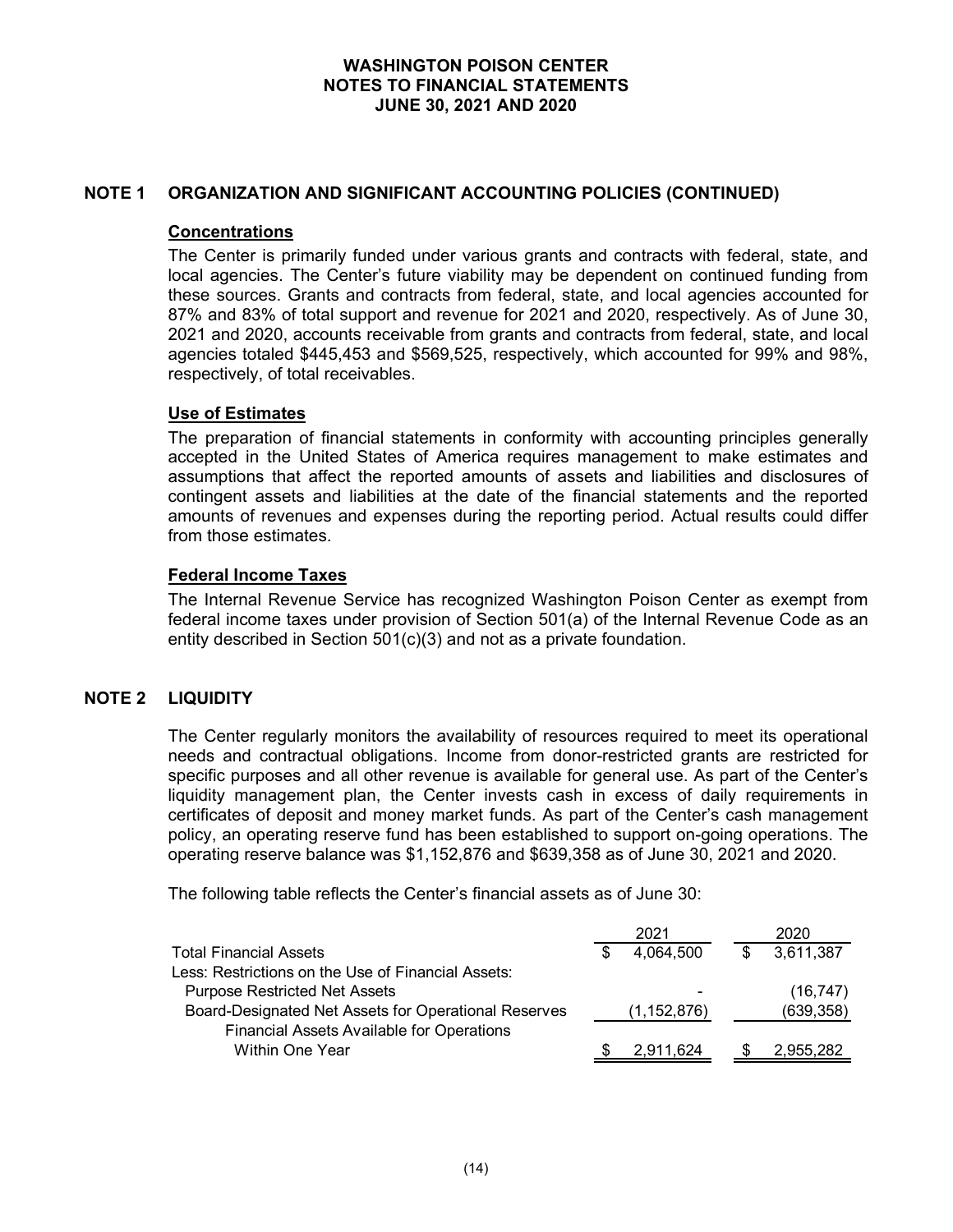# WASHINGTON POISON CENTER
# NOTES TO FINANCIAL STATEMENTS
# JUNE 30, 2021 AND 2020

## NOTE 1 ORGANIZATION AND SIGNIFICANT ACCOUNTING POLICIES (CONTINUED)

### Concentrations

The Center is primarily funded under various grants and contracts with federal, state, and local agencies. The Center's future viability may be dependent on continued funding from these sources. Grants and contracts from federal, state, and local agencies accounted for 87% and 83% of total support and revenue for 2021 and 2020, respectively. As of June 30, 2021 and 2020, accounts receivable from grants and contracts from federal, state, and local agencies totaled $445,453 and $569,525, respectively, which accounted for 99% and 98%, respectively, of total receivables.

### Use of Estimates

The preparation of financial statements in conformity with accounting principles generally accepted in the United States of America requires management to make estimates and assumptions that affect the reported amounts of assets and liabilities and disclosures of contingent assets and liabilities at the date of the financial statements and the reported amounts of revenues and expenses during the reporting period. Actual results could differ from those estimates.

### Federal Income Taxes

The Internal Revenue Service has recognized Washington Poison Center as exempt from federal income taxes under provision of Section 501(a) of the Internal Revenue Code as an entity described in Section 501(c)(3) and not as a private foundation.

## NOTE 2 LIQUIDITY

The Center regularly monitors the availability of resources required to meet its operational needs and contractual obligations. Income from donor-restricted grants are restricted for specific purposes and all other revenue is available for general use. As part of the Center's liquidity management plan, the Center invests cash in excess of daily requirements in certificates of deposit and money market funds. As part of the Center's cash management policy, an operating reserve fund has been established to support on-going operations. The operating reserve balance was $1,152,876 and $639,358 as of June 30, 2021 and 2020.

The following table reflects the Center's financial assets as of June 30:

| | 2021 | 2020 |
|---|---|---|
| Total Financial Assets | $ 4,064,500 | $ 3,611,387 |
| Less: Restrictions on the Use of Financial Assets: | | |
| Purpose Restricted Net Assets | - | (16,747) |
| Board-Designated Net Assets for Operational Reserves | (1,152,876) | (639,358) |
| Financial Assets Available for Operations Within One Year | $ 2,911,624 | $ 2,955,282 |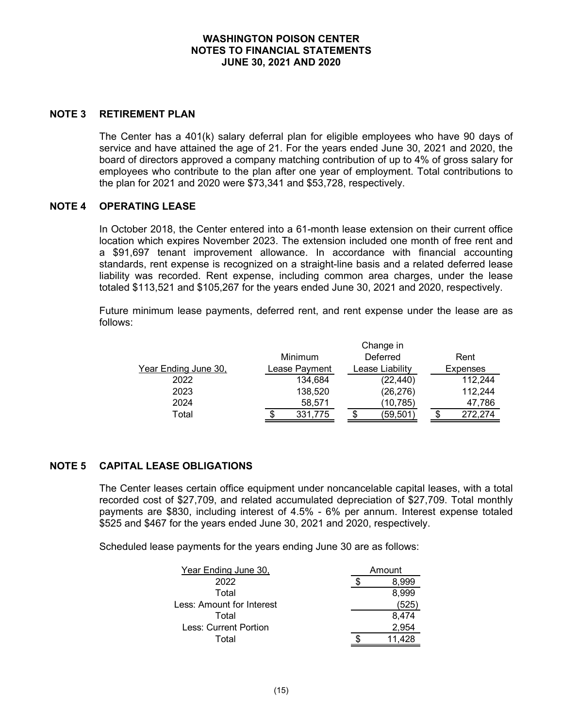## NOTE 3 RETIREMENT PLAN

The Center has a 401(k) salary deferral plan for eligible employees who have 90 days of service and have attained the age of 21. For the years ended June 30, 2021 and 2020, the board of directors approved a company matching contribution of up to 4% of gross salary for employees who contribute to the plan after one year of employment. Total contributions to the plan for 2021 and 2020 were $73,341 and $53,728, respectively.

## NOTE 4 OPERATING LEASE

In October 2018, the Center entered into a 61-month lease extension on their current office location which expires November 2023. The extension included one month of free rent and a $91,697 tenant improvement allowance. In accordance with financial accounting standards, rent expense is recognized on a straight-line basis and a related deferred lease liability was recorded. Rent expense, including common area charges, under the lease totaled $113,521 and $105,267 for the years ended June 30, 2021 and 2020, respectively.

Future minimum lease payments, deferred rent, and rent expense under the lease are as follows:

| Year Ending June 30, | Minimum Lease Payment | Change in Deferred Lease Liability | Rent Expenses |
|---|---|---|---|
| 2022 | 134,684 | (22,440) | 112,244 |
| 2023 | 138,520 | (26,276) | 112,244 |
| 2024 | 58,571 | (10,785) | 47,786 |
| Total | $ 331,775 | $ (59,501) | $ 272,274 |

## NOTE 5 CAPITAL LEASE OBLIGATIONS

The Center leases certain office equipment under noncancelable capital leases, with a total recorded cost of $27,709, and related accumulated depreciation of $27,709. Total monthly payments are $830, including interest of 4.5% - 6% per annum. Interest expense totaled $525 and $467 for the years ended June 30, 2021 and 2020, respectively.

Scheduled lease payments for the years ending June 30 are as follows:

| Year Ending June 30, | Amount |
|---|---|
| 2022 | $ 8,999 |
| Total | 8,999 |
| Less: Amount for Interest | (525) |
| Total | 8,474 |
| Less: Current Portion | 2,954 |
| Total | $ 11,428 |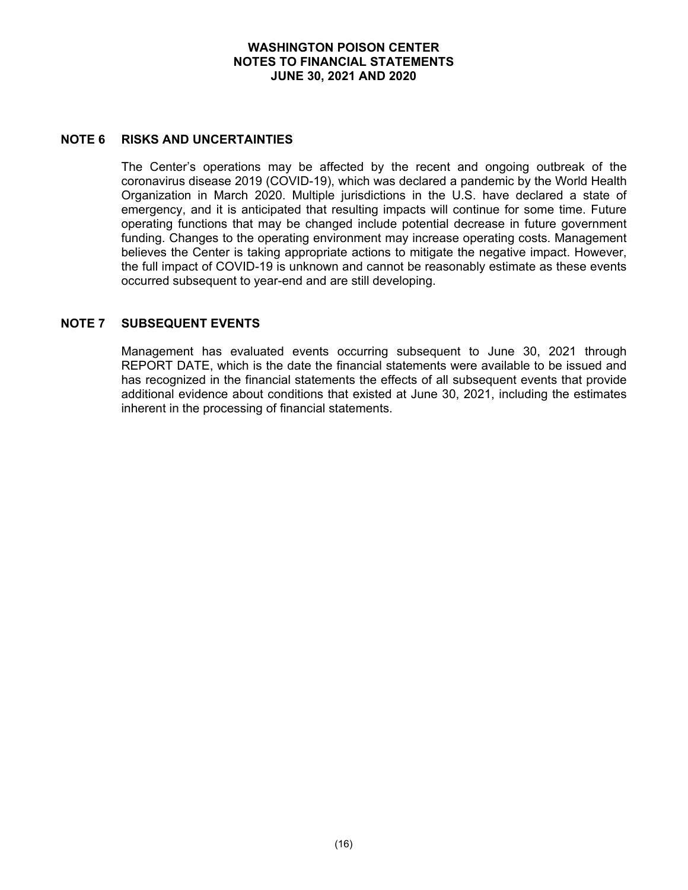## NOTE 6 RISKS AND UNCERTAINTIES

The Center's operations may be affected by the recent and ongoing outbreak of the coronavirus disease 2019 (COVID-19), which was declared a pandemic by the World Health Organization in March 2020. Multiple jurisdictions in the U.S. have declared a state of emergency, and it is anticipated that resulting impacts will continue for some time. Future operating functions that may be changed include potential decrease in future government funding. Changes to the operating environment may increase operating costs. Management believes the Center is taking appropriate actions to mitigate the negative impact. However, the full impact of COVID-19 is unknown and cannot be reasonably estimate as these events occurred subsequent to year-end and are still developing.

## NOTE 7 SUBSEQUENT EVENTS

Management has evaluated events occurring subsequent to June 30, 2021 through REPORT DATE, which is the date the financial statements were available to be issued and has recognized in the financial statements the effects of all subsequent events that provide additional evidence about conditions that existed at June 30, 2021, including the estimates inherent in the processing of financial statements.